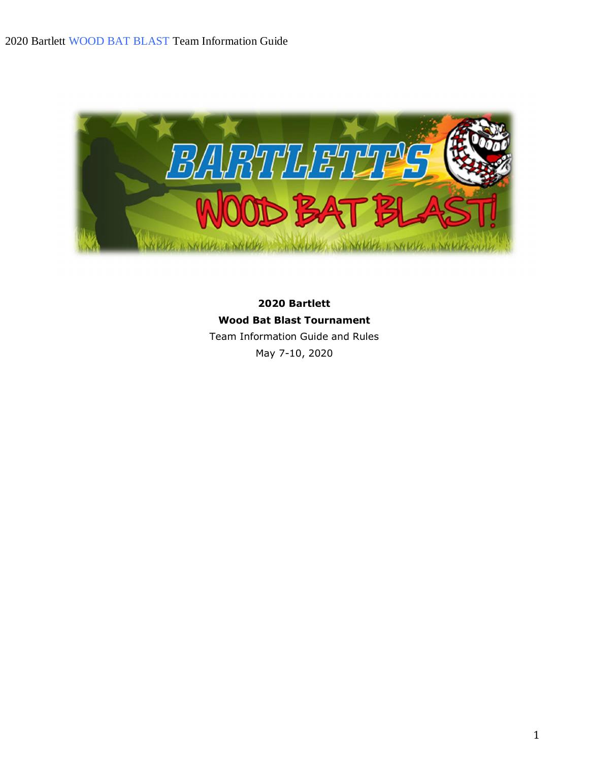**2020 Bartlett**

**Wood Bat Blast Tournament**

Team Information Guide and Rules

May 7-10, 2020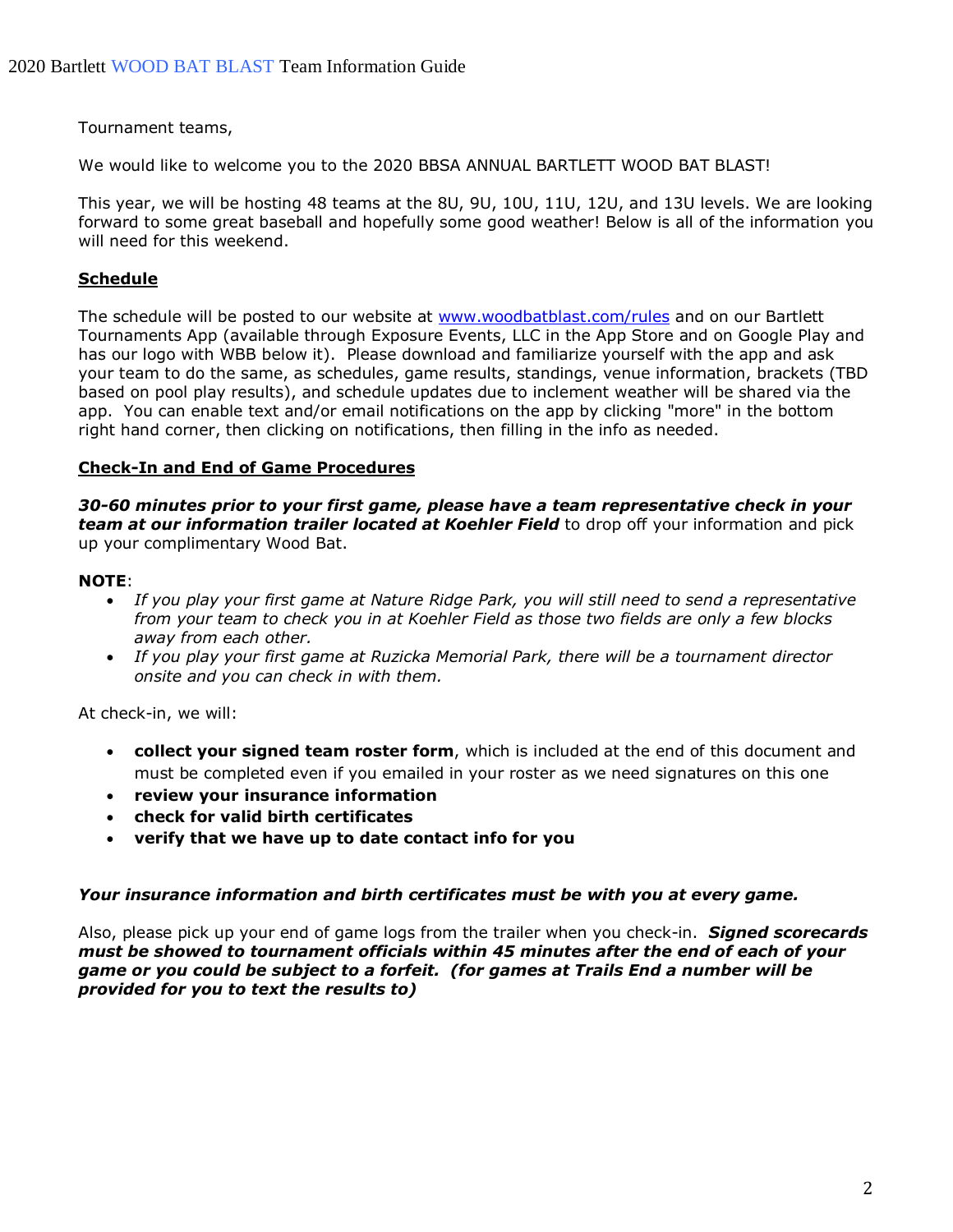Tournament teams,

We would like to welcome you to the 2020 BBSA ANNUAL BARTLETT WOOD BAT BLAST!

This year, we will be hosting 48 teams at the 8U, 9U, 10U, 11U, 12U, and 13U levels. We are looking forward to some great baseball and hopefully some good weather! Below is all of the information you will need for this weekend.

## Schedule

The schedule will be posted to our website at [www.woodbatblast.com/rules](www.woodbatblast.com/rules) and on our Bartlett Tournaments App (available through Exposure Events, LLC in the App Store and on Google Play and has our logo with WBB below it). Please download and familiarize yourself with the app and ask your team to do the same, as schedules, game results, standings, venue information, brackets (TBD based on pool play results), and schedule updates due to inclement weather will be shared via the app. You can enable text and/or email notifications on the app by clicking "more" in the bottom right hand corner, then clicking on notifications, then filling in the info as needed.

## Check-In and End of Game Procedures

***30-60 minutes prior to your first game, please have a team representative check in your team at our information trailer located at Koehler Field*** to drop off your information and pick up your complimentary Wood Bat.

**NOTE**:

- *If you play your first game at Nature Ridge Park, you will still need to send a representative from your team to check you in at Koehler Field as those two fields are only a few blocks away from each other.*
- *If you play your first game at Ruzicka Memorial Park, there will be a tournament director onsite and you can check in with them.*

At check-in, we will:

- **collect your signed team roster form**, which is included at the end of this document and must be completed even if you emailed in your roster as we need signatures on this one
- **review your insurance information**
- **check for valid birth certificates**
- **verify that we have up to date contact info for you**

***Your insurance information and birth certificates must be with you at every game.***

Also, please pick up your end of game logs from the trailer when you check-in. ***Signed scorecards must be showed to tournament officials within 45 minutes after the end of each of your game or you could be subject to a forfeit. (for games at Trails End a number will be provided for you to text the results to)***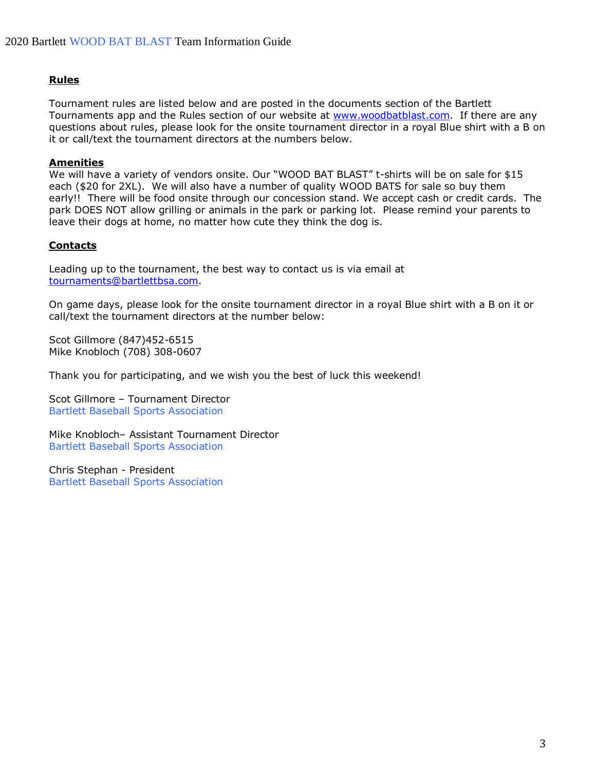## Rules

Tournament rules are listed below and are posted in the documents section of the Bartlett Tournaments app and the Rules section of our website at www.woodbatblast.com. If there are any questions about rules, please look for the onsite tournament director in a royal Blue shirt with a B on it or call/text the tournament directors at the numbers below.

## Amenities

We will have a variety of vendors onsite. Our "WOOD BAT BLAST" t-shirts will be on sale for $15 each ($20 for 2XL). We will also have a number of quality WOOD BATS for sale so buy them early!! There will be food onsite through our concession stand. We accept cash or credit cards. The park DOES NOT allow grilling or animals in the park or parking lot. Please remind your parents to leave their dogs at home, no matter how cute they think the dog is.

## Contacts

Leading up to the tournament, the best way to contact us is via email at tournaments@bartlettbsa.com.

On game days, please look for the onsite tournament director in a royal Blue shirt with a B on it or call/text the tournament directors at the number below:

Scot Gillmore (847)452-6515
Mike Knobloch (708) 308-0607

Thank you for participating, and we wish you the best of luck this weekend!

Scot Gillmore – Tournament Director
Bartlett Baseball Sports Association

Mike Knobloch– Assistant Tournament Director
Bartlett Baseball Sports Association

Chris Stephan - President
Bartlett Baseball Sports Association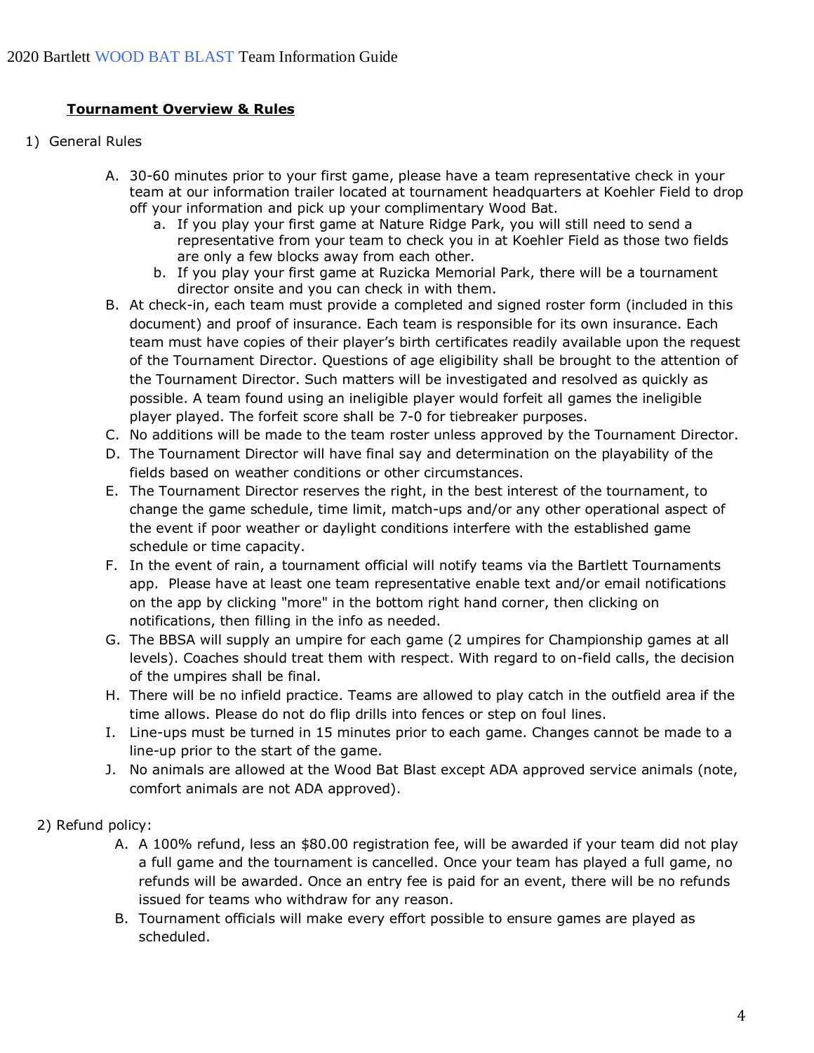**Tournament Overview & Rules**

1) General Rules

   A. 30-60 minutes prior to your first game, please have a team representative check in your team at our information trailer located at tournament headquarters at Koehler Field to drop off your information and pick up your complimentary Wood Bat.
      a. If you play your first game at Nature Ridge Park, you will still need to send a representative from your team to check you in at Koehler Field as those two fields are only a few blocks away from each other.
      b. If you play your first game at Ruzicka Memorial Park, there will be a tournament director onsite and you can check in with them.

   B. At check-in, each team must provide a completed and signed roster form (included in this document) and proof of insurance. Each team is responsible for its own insurance. Each team must have copies of their player's birth certificates readily available upon the request of the Tournament Director. Questions of age eligibility shall be brought to the attention of the Tournament Director. Such matters will be investigated and resolved as quickly as possible. A team found using an ineligible player would forfeit all games the ineligible player played. The forfeit score shall be 7-0 for tiebreaker purposes.

   C. No additions will be made to the team roster unless approved by the Tournament Director.

   D. The Tournament Director will have final say and determination on the playability of the fields based on weather conditions or other circumstances.

   E. The Tournament Director reserves the right, in the best interest of the tournament, to change the game schedule, time limit, match-ups and/or any other operational aspect of the event if poor weather or daylight conditions interfere with the established game schedule or time capacity.

   F. In the event of rain, a tournament official will notify teams via the Bartlett Tournaments app. Please have at least one team representative enable text and/or email notifications on the app by clicking "more" in the bottom right hand corner, then clicking on notifications, then filling in the info as needed.

   G. The BBSA will supply an umpire for each game (2 umpires for Championship games at all levels). Coaches should treat them with respect. With regard to on-field calls, the decision of the umpires shall be final.

   H. There will be no infield practice. Teams are allowed to play catch in the outfield area if the time allows. Please do not do flip drills into fences or step on foul lines.

   I. Line-ups must be turned in 15 minutes prior to each game. Changes cannot be made to a line-up prior to the start of the game.

   J. No animals are allowed at the Wood Bat Blast except ADA approved service animals (note, comfort animals are not ADA approved).

2) Refund policy:

   A. A 100% refund, less an $80.00 registration fee, will be awarded if your team did not play a full game and the tournament is cancelled. Once your team has played a full game, no refunds will be awarded. Once an entry fee is paid for an event, there will be no refunds issued for teams who withdraw for any reason.

   B. Tournament officials will make every effort possible to ensure games are played as scheduled.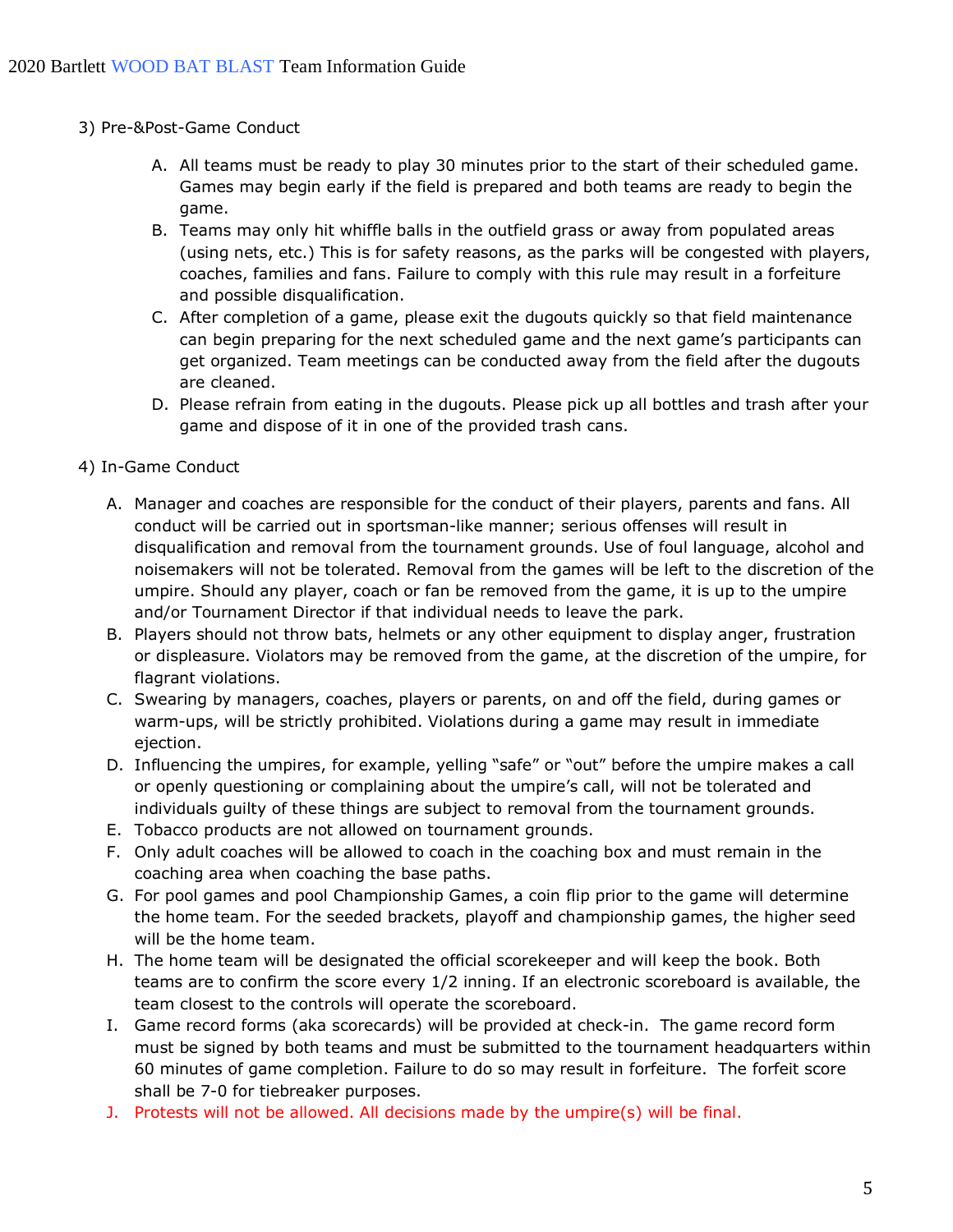3) Pre-&Post-Game Conduct

A. All teams must be ready to play 30 minutes prior to the start of their scheduled game. Games may begin early if the field is prepared and both teams are ready to begin the game.
B. Teams may only hit whiffle balls in the outfield grass or away from populated areas (using nets, etc.) This is for safety reasons, as the parks will be congested with players, coaches, families and fans. Failure to comply with this rule may result in a forfeiture and possible disqualification.
C. After completion of a game, please exit the dugouts quickly so that field maintenance can begin preparing for the next scheduled game and the next game's participants can get organized. Team meetings can be conducted away from the field after the dugouts are cleaned.
D. Please refrain from eating in the dugouts. Please pick up all bottles and trash after your game and dispose of it in one of the provided trash cans.

4) In-Game Conduct

A. Manager and coaches are responsible for the conduct of their players, parents and fans. All conduct will be carried out in sportsman-like manner; serious offenses will result in disqualification and removal from the tournament grounds. Use of foul language, alcohol and noisemakers will not be tolerated. Removal from the games will be left to the discretion of the umpire. Should any player, coach or fan be removed from the game, it is up to the umpire and/or Tournament Director if that individual needs to leave the park.
B. Players should not throw bats, helmets or any other equipment to display anger, frustration or displeasure. Violators may be removed from the game, at the discretion of the umpire, for flagrant violations.
C. Swearing by managers, coaches, players or parents, on and off the field, during games or warm-ups, will be strictly prohibited. Violations during a game may result in immediate ejection.
D. Influencing the umpires, for example, yelling "safe" or "out" before the umpire makes a call or openly questioning or complaining about the umpire's call, will not be tolerated and individuals guilty of these things are subject to removal from the tournament grounds.
E. Tobacco products are not allowed on tournament grounds.
F. Only adult coaches will be allowed to coach in the coaching box and must remain in the coaching area when coaching the base paths.
G. For pool games and pool Championship Games, a coin flip prior to the game will determine the home team. For the seeded brackets, playoff and championship games, the higher seed will be the home team.
H. The home team will be designated the official scorekeeper and will keep the book. Both teams are to confirm the score every 1/2 inning. If an electronic scoreboard is available, the team closest to the controls will operate the scoreboard.
I. Game record forms (aka scorecards) will be provided at check-in. The game record form must be signed by both teams and must be submitted to the tournament headquarters within 60 minutes of game completion. Failure to do so may result in forfeiture. The forfeit score shall be 7-0 for tiebreaker purposes.
J. Protests will not be allowed. All decisions made by the umpire(s) will be final.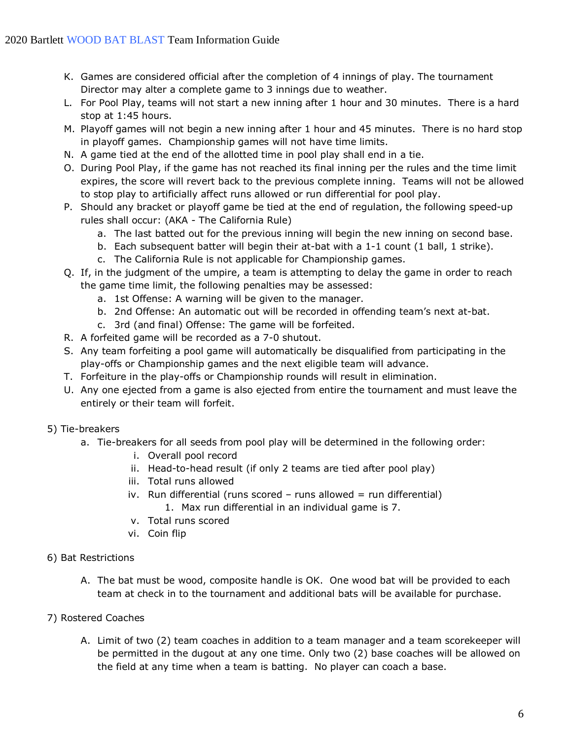K. Games are considered official after the completion of 4 innings of play. The tournament Director may alter a complete game to 3 innings due to weather.

L. For Pool Play, teams will not start a new inning after 1 hour and 30 minutes. There is a hard stop at 1:45 hours.

M. Playoff games will not begin a new inning after 1 hour and 45 minutes. There is no hard stop in playoff games. Championship games will not have time limits.

N. A game tied at the end of the allotted time in pool play shall end in a tie.

O. During Pool Play, if the game has not reached its final inning per the rules and the time limit expires, the score will revert back to the previous complete inning. Teams will not be allowed to stop play to artificially affect runs allowed or run differential for pool play.

P. Should any bracket or playoff game be tied at the end of regulation, the following speed-up rules shall occur: (AKA - The California Rule)
   a. The last batted out for the previous inning will begin the new inning on second base.
   b. Each subsequent batter will begin their at-bat with a 1-1 count (1 ball, 1 strike).
   c. The California Rule is not applicable for Championship games.

Q. If, in the judgment of the umpire, a team is attempting to delay the game in order to reach the game time limit, the following penalties may be assessed:
   a. 1st Offense: A warning will be given to the manager.
   b. 2nd Offense: An automatic out will be recorded in offending team's next at-bat.
   c. 3rd (and final) Offense: The game will be forfeited.

R. A forfeited game will be recorded as a 7-0 shutout.

S. Any team forfeiting a pool game will automatically be disqualified from participating in the play-offs or Championship games and the next eligible team will advance.

T. Forfeiture in the play-offs or Championship rounds will result in elimination.

U. Any one ejected from a game is also ejected from entire the tournament and must leave the entirely or their team will forfeit.

5) Tie-breakers

   a. Tie-breakers for all seeds from pool play will be determined in the following order:
      i. Overall pool record
      ii. Head-to-head result (if only 2 teams are tied after pool play)
      iii. Total runs allowed
      iv. Run differential (runs scored – runs allowed = run differential)
         1. Max run differential in an individual game is 7.
      v. Total runs scored
      vi. Coin flip

6) Bat Restrictions

   A. The bat must be wood, composite handle is OK. One wood bat will be provided to each team at check in to the tournament and additional bats will be available for purchase.

7) Rostered Coaches

   A. Limit of two (2) team coaches in addition to a team manager and a team scorekeeper will be permitted in the dugout at any one time. Only two (2) base coaches will be allowed on the field at any time when a team is batting. No player can coach a base.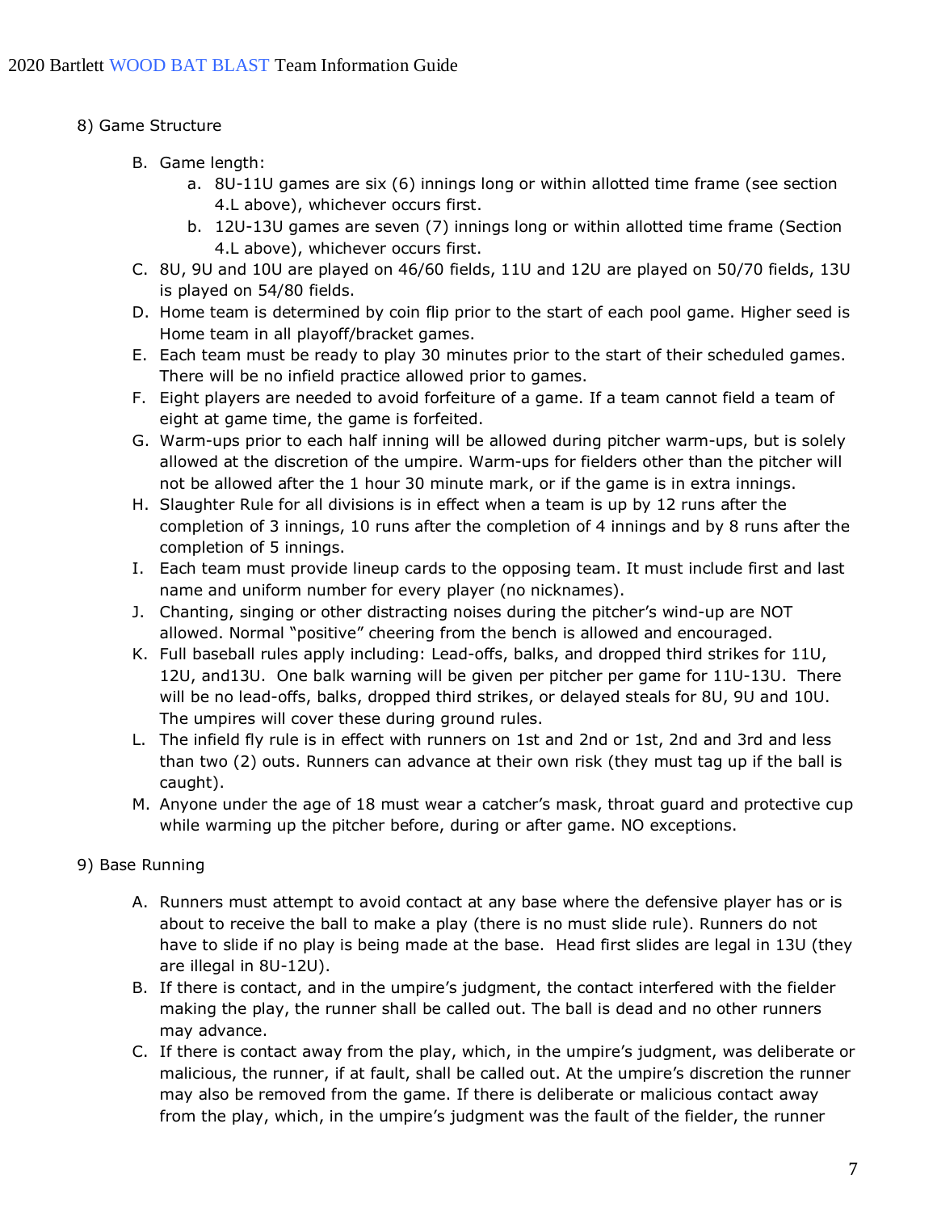8) Game Structure

B. Game length:
   a. 8U-11U games are six (6) innings long or within allotted time frame (see section 4.L above), whichever occurs first.
   b. 12U-13U games are seven (7) innings long or within allotted time frame (Section 4.L above), whichever occurs first.

C. 8U, 9U and 10U are played on 46/60 fields, 11U and 12U are played on 50/70 fields, 13U is played on 54/80 fields.

D. Home team is determined by coin flip prior to the start of each pool game. Higher seed is Home team in all playoff/bracket games.

E. Each team must be ready to play 30 minutes prior to the start of their scheduled games. There will be no infield practice allowed prior to games.

F. Eight players are needed to avoid forfeiture of a game. If a team cannot field a team of eight at game time, the game is forfeited.

G. Warm-ups prior to each half inning will be allowed during pitcher warm-ups, but is solely allowed at the discretion of the umpire. Warm-ups for fielders other than the pitcher will not be allowed after the 1 hour 30 minute mark, or if the game is in extra innings.

H. Slaughter Rule for all divisions is in effect when a team is up by 12 runs after the completion of 3 innings, 10 runs after the completion of 4 innings and by 8 runs after the completion of 5 innings.

I. Each team must provide lineup cards to the opposing team. It must include first and last name and uniform number for every player (no nicknames).

J. Chanting, singing or other distracting noises during the pitcher's wind-up are NOT allowed. Normal "positive" cheering from the bench is allowed and encouraged.

K. Full baseball rules apply including: Lead-offs, balks, and dropped third strikes for 11U, 12U, and13U. One balk warning will be given per pitcher per game for 11U-13U. There will be no lead-offs, balks, dropped third strikes, or delayed steals for 8U, 9U and 10U. The umpires will cover these during ground rules.

L. The infield fly rule is in effect with runners on 1st and 2nd or 1st, 2nd and 3rd and less than two (2) outs. Runners can advance at their own risk (they must tag up if the ball is caught).

M. Anyone under the age of 18 must wear a catcher's mask, throat guard and protective cup while warming up the pitcher before, during or after game. NO exceptions.

9) Base Running

A. Runners must attempt to avoid contact at any base where the defensive player has or is about to receive the ball to make a play (there is no must slide rule). Runners do not have to slide if no play is being made at the base. Head first slides are legal in 13U (they are illegal in 8U-12U).

B. If there is contact, and in the umpire's judgment, the contact interfered with the fielder making the play, the runner shall be called out. The ball is dead and no other runners may advance.

C. If there is contact away from the play, which, in the umpire's judgment, was deliberate or malicious, the runner, if at fault, shall be called out. At the umpire's discretion the runner may also be removed from the game. If there is deliberate or malicious contact away from the play, which, in the umpire's judgment was the fault of the fielder, the runner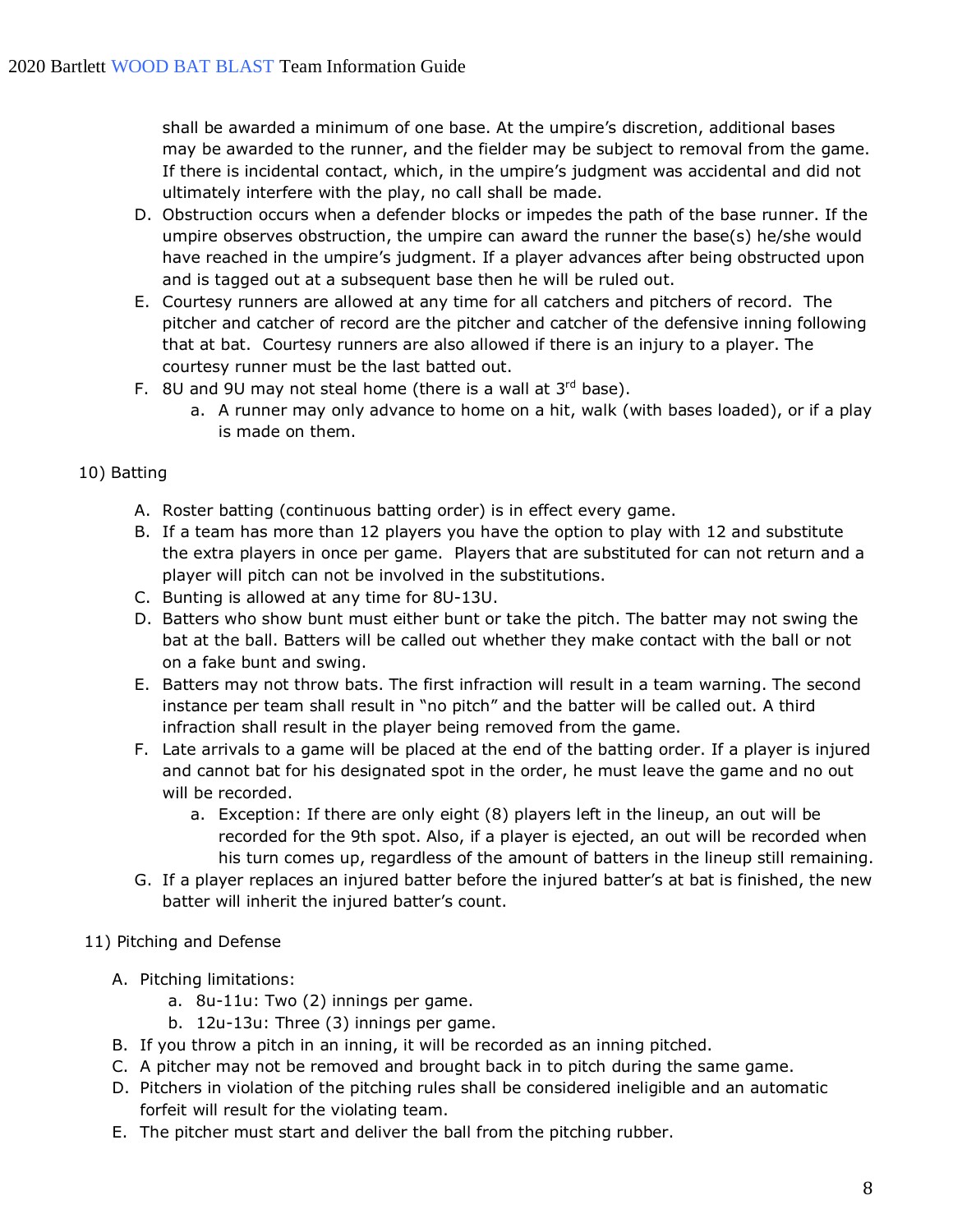shall be awarded a minimum of one base. At the umpire's discretion, additional bases may be awarded to the runner, and the fielder may be subject to removal from the game. If there is incidental contact, which, in the umpire's judgment was accidental and did not ultimately interfere with the play, no call shall be made.

D. Obstruction occurs when a defender blocks or impedes the path of the base runner. If the umpire observes obstruction, the umpire can award the runner the base(s) he/she would have reached in the umpire's judgment. If a player advances after being obstructed upon and is tagged out at a subsequent base then he will be ruled out.

E. Courtesy runners are allowed at any time for all catchers and pitchers of record. The pitcher and catcher of record are the pitcher and catcher of the defensive inning following that at bat. Courtesy runners are also allowed if there is an injury to a player. The courtesy runner must be the last batted out.

F. 8U and 9U may not steal home (there is a wall at 3rd base).
   a. A runner may only advance to home on a hit, walk (with bases loaded), or if a play is made on them.

10) Batting

A. Roster batting (continuous batting order) is in effect every game.

B. If a team has more than 12 players you have the option to play with 12 and substitute the extra players in once per game. Players that are substituted for can not return and a player will pitch can not be involved in the substitutions.

C. Bunting is allowed at any time for 8U-13U.

D. Batters who show bunt must either bunt or take the pitch. The batter may not swing the bat at the ball. Batters will be called out whether they make contact with the ball or not on a fake bunt and swing.

E. Batters may not throw bats. The first infraction will result in a team warning. The second instance per team shall result in "no pitch" and the batter will be called out. A third infraction shall result in the player being removed from the game.

F. Late arrivals to a game will be placed at the end of the batting order. If a player is injured and cannot bat for his designated spot in the order, he must leave the game and no out will be recorded.
   a. Exception: If there are only eight (8) players left in the lineup, an out will be recorded for the 9th spot. Also, if a player is ejected, an out will be recorded when his turn comes up, regardless of the amount of batters in the lineup still remaining.

G. If a player replaces an injured batter before the injured batter's at bat is finished, the new batter will inherit the injured batter's count.

11) Pitching and Defense

A. Pitching limitations:
   a. 8u-11u: Two (2) innings per game.
   b. 12u-13u: Three (3) innings per game.

B. If you throw a pitch in an inning, it will be recorded as an inning pitched.

C. A pitcher may not be removed and brought back in to pitch during the same game.

D. Pitchers in violation of the pitching rules shall be considered ineligible and an automatic forfeit will result for the violating team.

E. The pitcher must start and deliver the ball from the pitching rubber.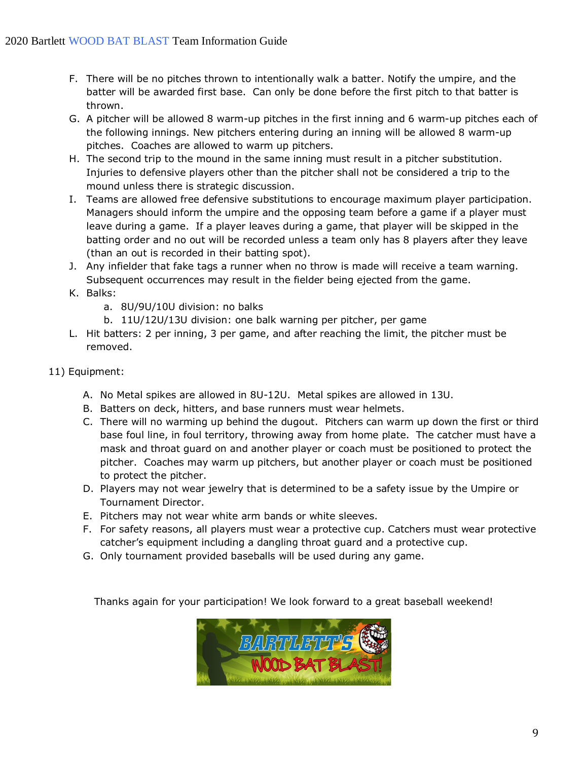F. There will be no pitches thrown to intentionally walk a batter. Notify the umpire, and the batter will be awarded first base. Can only be done before the first pitch to that batter is thrown.

G. A pitcher will be allowed 8 warm-up pitches in the first inning and 6 warm-up pitches each of the following innings. New pitchers entering during an inning will be allowed 8 warm-up pitches. Coaches are allowed to warm up pitchers.

H. The second trip to the mound in the same inning must result in a pitcher substitution. Injuries to defensive players other than the pitcher shall not be considered a trip to the mound unless there is strategic discussion.

I. Teams are allowed free defensive substitutions to encourage maximum player participation. Managers should inform the umpire and the opposing team before a game if a player must leave during a game. If a player leaves during a game, that player will be skipped in the batting order and no out will be recorded unless a team only has 8 players after they leave (than an out is recorded in their batting spot).

J. Any infielder that fake tags a runner when no throw is made will receive a team warning. Subsequent occurrences may result in the fielder being ejected from the game.

K. Balks:
   a. 8U/9U/10U division: no balks
   b. 11U/12U/13U division: one balk warning per pitcher, per game

L. Hit batters: 2 per inning, 3 per game, and after reaching the limit, the pitcher must be removed.

11) Equipment:

A. No Metal spikes are allowed in 8U-12U. Metal spikes are allowed in 13U.

B. Batters on deck, hitters, and base runners must wear helmets.

C. There will no warming up behind the dugout. Pitchers can warm up down the first or third base foul line, in foul territory, throwing away from home plate. The catcher must have a mask and throat guard on and another player or coach must be positioned to protect the pitcher. Coaches may warm up pitchers, but another player or coach must be positioned to protect the pitcher.

D. Players may not wear jewelry that is determined to be a safety issue by the Umpire or Tournament Director.

E. Pitchers may not wear white arm bands or white sleeves.

F. For safety reasons, all players must wear a protective cup. Catchers must wear protective catcher's equipment including a dangling throat guard and a protective cup.

G. Only tournament provided baseballs will be used during any game.

Thanks again for your participation! We look forward to a great baseball weekend!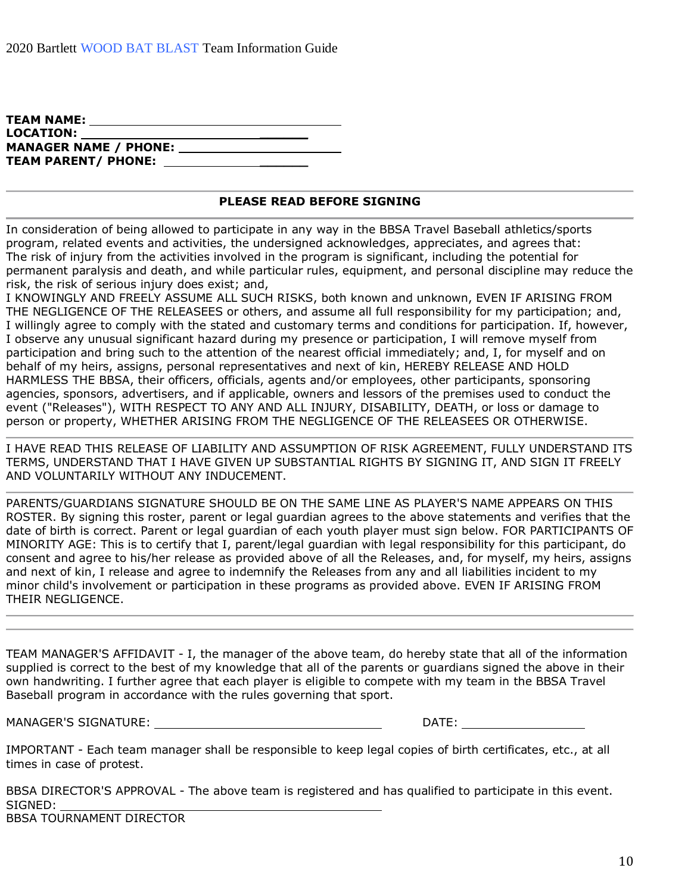2020 Bartlett WOOD BAT BLAST Team Information Guide

**TEAM NAME:** ________________________________

**LOCATION:** ________________________________

**MANAGER NAME / PHONE:** ________________________________

**TEAM PARENT/ PHONE:** ________________________________

---

**PLEASE READ BEFORE SIGNING**

---

In consideration of being allowed to participate in any way in the BBSA Travel Baseball athletics/sports program, related events and activities, the undersigned acknowledges, appreciates, and agrees that: The risk of injury from the activities involved in the program is significant, including the potential for permanent paralysis and death, and while particular rules, equipment, and personal discipline may reduce the risk, the risk of serious injury does exist; and,

I KNOWINGLY AND FREELY ASSUME ALL SUCH RISKS, both known and unknown, EVEN IF ARISING FROM THE NEGLIGENCE OF THE RELEASEES or others, and assume all full responsibility for my participation; and, I willingly agree to comply with the stated and customary terms and conditions for participation. If, however, I observe any unusual significant hazard during my presence or participation, I will remove myself from participation and bring such to the attention of the nearest official immediately; and, I, for myself and on behalf of my heirs, assigns, personal representatives and next of kin, HEREBY RELEASE AND HOLD HARMLESS THE BBSA, their officers, officials, agents and/or employees, other participants, sponsoring agencies, sponsors, advertisers, and if applicable, owners and lessors of the premises used to conduct the event ("Releases"), WITH RESPECT TO ANY AND ALL INJURY, DISABILITY, DEATH, or loss or damage to person or property, WHETHER ARISING FROM THE NEGLIGENCE OF THE RELEASEES OR OTHERWISE.

---

I HAVE READ THIS RELEASE OF LIABILITY AND ASSUMPTION OF RISK AGREEMENT, FULLY UNDERSTAND ITS TERMS, UNDERSTAND THAT I HAVE GIVEN UP SUBSTANTIAL RIGHTS BY SIGNING IT, AND SIGN IT FREELY AND VOLUNTARILY WITHOUT ANY INDUCEMENT.

---

PARENTS/GUARDIANS SIGNATURE SHOULD BE ON THE SAME LINE AS PLAYER'S NAME APPEARS ON THIS ROSTER. By signing this roster, parent or legal guardian agrees to the above statements and verifies that the date of birth is correct. Parent or legal guardian of each youth player must sign below. FOR PARTICIPANTS OF MINORITY AGE: This is to certify that I, parent/legal guardian with legal responsibility for this participant, do consent and agree to his/her release as provided above of all the Releases, and, for myself, my heirs, assigns and next of kin, I release and agree to indemnify the Releases from any and all liabilities incident to my minor child's involvement or participation in these programs as provided above. EVEN IF ARISING FROM THEIR NEGLIGENCE.

---

---

TEAM MANAGER'S AFFIDAVIT - I, the manager of the above team, do hereby state that all of the information supplied is correct to the best of my knowledge that all of the parents or guardians signed the above in their own handwriting. I further agree that each player is eligible to compete with my team in the BBSA Travel Baseball program in accordance with the rules governing that sport.

MANAGER'S SIGNATURE: ________________________________ DATE: ____________________

IMPORTANT - Each team manager shall be responsible to keep legal copies of birth certificates, etc., at all times in case of protest.

BBSA DIRECTOR'S APPROVAL - The above team is registered and has qualified to participate in this event.

SIGNED: ________________________________________

BBSA TOURNAMENT DIRECTOR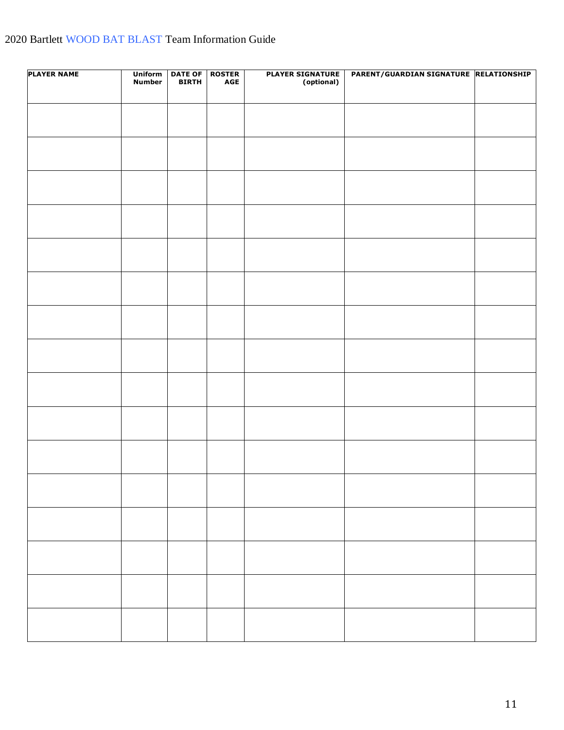| PLAYER NAME | Uniform Number | DATE OF BIRTH | ROSTER AGE | PLAYER SIGNATURE (optional) | PARENT/GUARDIAN SIGNATURE | RELATIONSHIP |
|---|---|---|---|---|---|---|
| | | | | | | |
| | | | | | | |
| | | | | | | |
| | | | | | | |
| | | | | | | |
| | | | | | | |
| | | | | | | |
| | | | | | | |
| | | | | | | |
| | | | | | | |
| | | | | | | |
| | | | | | | |
| | | | | | | |
| | | | | | | |
| | | | | | | |
| | | | | | | |